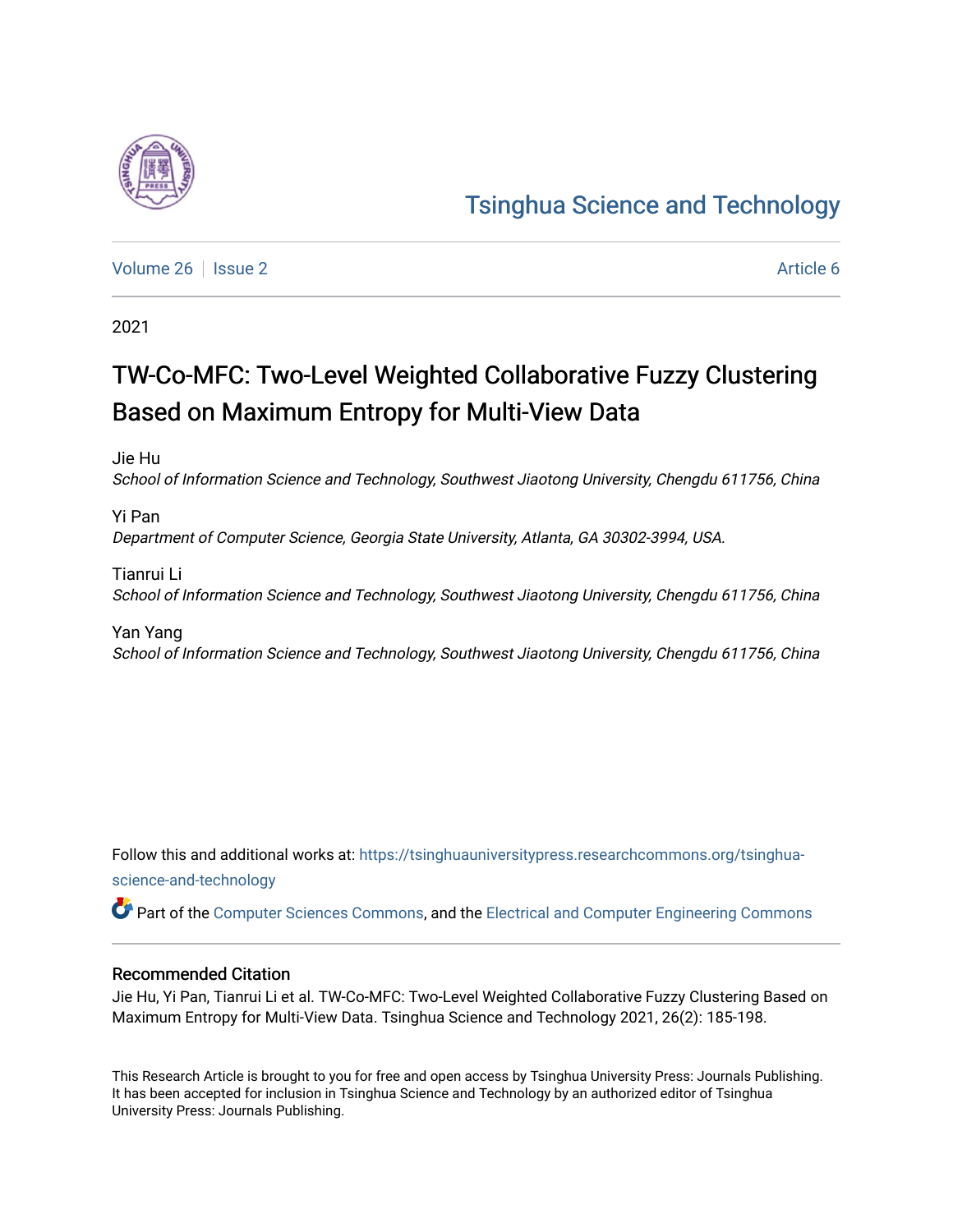Tsinghua Science and Technology

Volume 26 | Issue 2 | Article 6

2021

# TW-Co-MFC: Two-Level Weighted Collaborative Fuzzy Clustering Based on Maximum Entropy for Multi-View Data

Jie Hu
*School of Information Science and Technology, Southwest Jiaotong University, Chengdu 611756, China*

Yi Pan
*Department of Computer Science, Georgia State University, Atlanta, GA 30302-3994, USA.*

Tianrui Li
*School of Information Science and Technology, Southwest Jiaotong University, Chengdu 611756, China*

Yan Yang
*School of Information Science and Technology, Southwest Jiaotong University, Chengdu 611756, China*

Follow this and additional works at: https://tsinghuauniversitypress.researchcommons.org/tsinghua-science-and-technology

Part of the Computer Sciences Commons, and the Electrical and Computer Engineering Commons

## Recommended Citation

Jie Hu, Yi Pan, Tianrui Li et al. TW-Co-MFC: Two-Level Weighted Collaborative Fuzzy Clustering Based on Maximum Entropy for Multi-View Data. Tsinghua Science and Technology 2021, 26(2): 185-198.

This Research Article is brought to you for free and open access by Tsinghua University Press: Journals Publishing. It has been accepted for inclusion in Tsinghua Science and Technology by an authorized editor of Tsinghua University Press: Journals Publishing.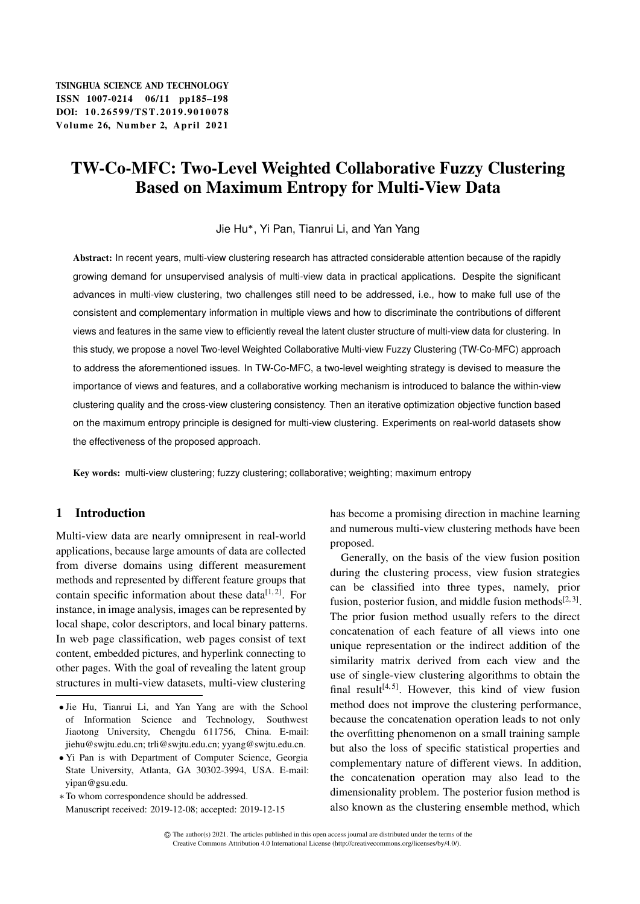# TW-Co-MFC: Two-Level Weighted Collaborative Fuzzy Clustering Based on Maximum Entropy for Multi-View Data

Jie Hu*, Yi Pan, Tianrui Li, and Yan Yang

**Abstract:** In recent years, multi-view clustering research has attracted considerable attention because of the rapidly growing demand for unsupervised analysis of multi-view data in practical applications. Despite the significant advances in multi-view clustering, two challenges still need to be addressed, i.e., how to make full use of the consistent and complementary information in multiple views and how to discriminate the contributions of different views and features in the same view to efficiently reveal the latent cluster structure of multi-view data for clustering. In this study, we propose a novel Two-level Weighted Collaborative Multi-view Fuzzy Clustering (TW-Co-MFC) approach to address the aforementioned issues. In TW-Co-MFC, a two-level weighting strategy is devised to measure the importance of views and features, and a collaborative working mechanism is introduced to balance the within-view clustering quality and the cross-view clustering consistency. Then an iterative optimization objective function based on the maximum entropy principle is designed for multi-view clustering. Experiments on real-world datasets show the effectiveness of the proposed approach.

**Key words:** multi-view clustering; fuzzy clustering; collaborative; weighting; maximum entropy

## 1 Introduction

Multi-view data are nearly omnipresent in real-world applications, because large amounts of data are collected from diverse domains using different measurement methods and represented by different feature groups that contain specific information about these data[1, 2]. For instance, in image analysis, images can be represented by local shape, color descriptors, and local binary patterns. In web page classification, web pages consist of text content, embedded pictures, and hyperlink connecting to other pages. With the goal of revealing the latent group structures in multi-view datasets, multi-view clustering has become a promising direction in machine learning and numerous multi-view clustering methods have been proposed.

Generally, on the basis of the view fusion position during the clustering process, view fusion strategies can be classified into three types, namely, prior fusion, posterior fusion, and middle fusion methods[2, 3]. The prior fusion method usually refers to the direct concatenation of each feature of all views into one unique representation or the indirect addition of the similarity matrix derived from each view and the use of single-view clustering algorithms to obtain the final result[4, 5]. However, this kind of view fusion method does not improve the clustering performance, because the concatenation operation leads to not only the overfitting phenomenon on a small training sample but also the loss of specific statistical properties and complementary nature of different views. In addition, the concatenation operation may also lead to the dimensionality problem. The posterior fusion method is also known as the clustering ensemble method, which

- Jie Hu, Tianrui Li, and Yan Yang are with the School of Information Science and Technology, Southwest Jiaotong University, Chengdu 611756, China. E-mail: jiehu@swjtu.edu.cn; trli@swjtu.edu.cn; yyang@swjtu.edu.cn.
- Yi Pan is with Department of Computer Science, Georgia State University, Atlanta, GA 30302-3994, USA. E-mail: yipan@gsu.edu.

*To whom correspondence should be addressed.
Manuscript received: 2019-12-08; accepted: 2019-12-15

© The author(s) 2021. The articles published in this open access journal are distributed under the terms of the Creative Commons Attribution 4.0 International License (http://creativecommons.org/licenses/by/4.0/).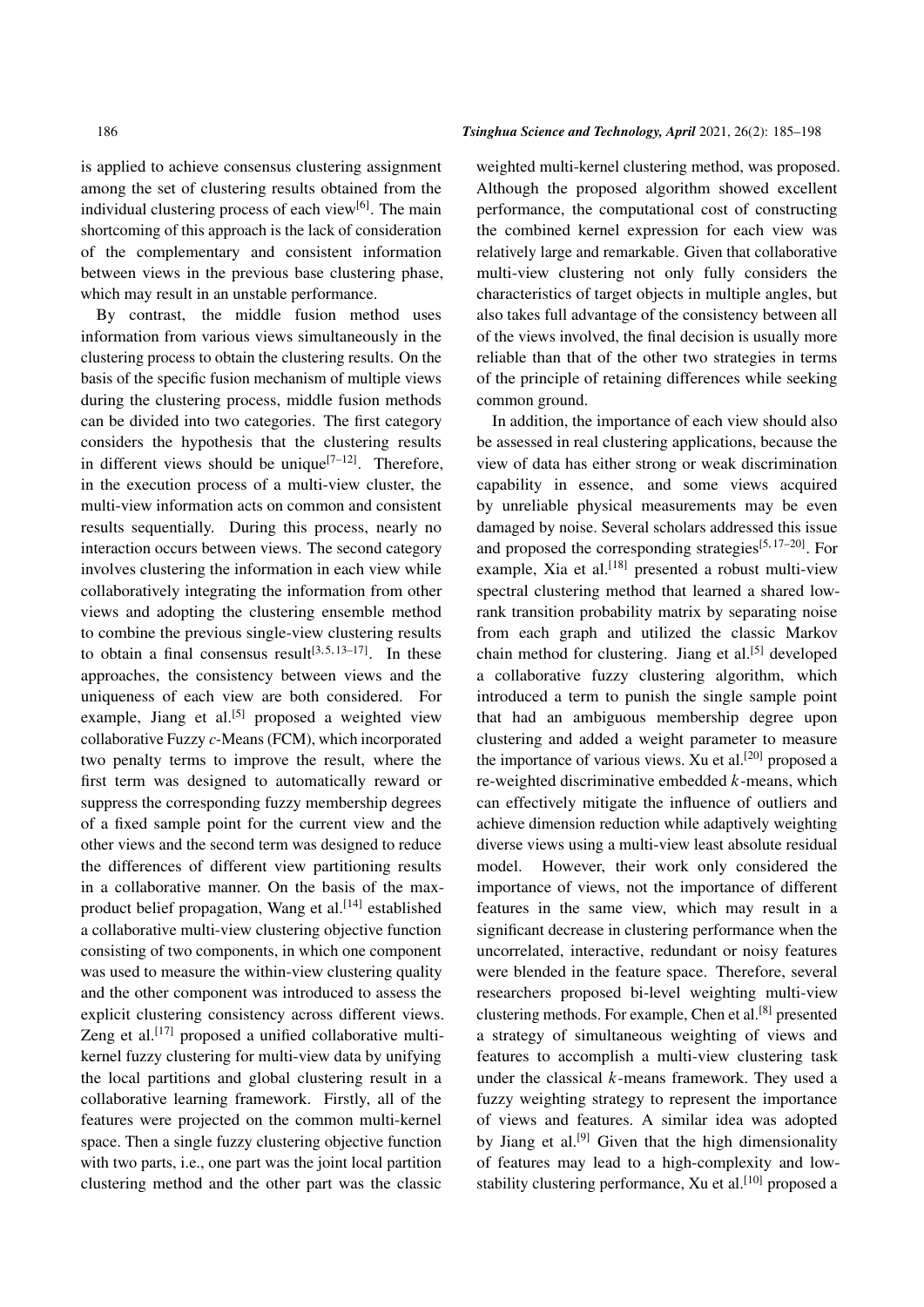is applied to achieve consensus clustering assignment among the set of clustering results obtained from the individual clustering process of each view[6]. The main shortcoming of this approach is the lack of consideration of the complementary and consistent information between views in the previous base clustering phase, which may result in an unstable performance.

By contrast, the middle fusion method uses information from various views simultaneously in the clustering process to obtain the clustering results. On the basis of the specific fusion mechanism of multiple views during the clustering process, middle fusion methods can be divided into two categories. The first category considers the hypothesis that the clustering results in different views should be unique[7–12]. Therefore, in the execution process of a multi-view cluster, the multi-view information acts on common and consistent results sequentially. During this process, nearly no interaction occurs between views. The second category involves clustering the information in each view while collaboratively integrating the information from other views and adopting the clustering ensemble method to combine the previous single-view clustering results to obtain a final consensus result[3, 5, 13–17]. In these approaches, the consistency between views and the uniqueness of each view are both considered. For example, Jiang et al.[5] proposed a weighted view collaborative Fuzzy *c*-Means (FCM), which incorporated two penalty terms to improve the result, where the first term was designed to automatically reward or suppress the corresponding fuzzy membership degrees of a fixed sample point for the current view and the other views and the second term was designed to reduce the differences of different view partitioning results in a collaborative manner. On the basis of the max-product belief propagation, Wang et al.[14] established a collaborative multi-view clustering objective function consisting of two components, in which one component was used to measure the within-view clustering quality and the other component was introduced to assess the explicit clustering consistency across different views. Zeng et al.[17] proposed a unified collaborative multi-kernel fuzzy clustering for multi-view data by unifying the local partitions and global clustering result in a collaborative learning framework. Firstly, all of the features were projected on the common multi-kernel space. Then a single fuzzy clustering objective function with two parts, i.e., one part was the joint local partition clustering method and the other part was the classic weighted multi-kernel clustering method, was proposed. Although the proposed algorithm showed excellent performance, the computational cost of constructing the combined kernel expression for each view was relatively large and remarkable. Given that collaborative multi-view clustering not only fully considers the characteristics of target objects in multiple angles, but also takes full advantage of the consistency between all of the views involved, the final decision is usually more reliable than that of the other two strategies in terms of the principle of retaining differences while seeking common ground.

In addition, the importance of each view should also be assessed in real clustering applications, because the view of data has either strong or weak discrimination capability in essence, and some views acquired by unreliable physical measurements may be even damaged by noise. Several scholars addressed this issue and proposed the corresponding strategies[5, 17–20]. For example, Xia et al.[18] presented a robust multi-view spectral clustering method that learned a shared low-rank transition probability matrix by separating noise from each graph and utilized the classic Markov chain method for clustering. Jiang et al.[5] developed a collaborative fuzzy clustering algorithm, which introduced a term to punish the single sample point that had an ambiguous membership degree upon clustering and added a weight parameter to measure the importance of various views. Xu et al.[20] proposed a re-weighted discriminative embedded $k$-means, which can effectively mitigate the influence of outliers and achieve dimension reduction while adaptively weighting diverse views using a multi-view least absolute residual model. However, their work only considered the importance of views, not the importance of different features in the same view, which may result in a significant decrease in clustering performance when the uncorrelated, interactive, redundant or noisy features were blended in the feature space. Therefore, several researchers proposed bi-level weighting multi-view clustering methods. For example, Chen et al.[8] presented a strategy of simultaneous weighting of views and features to accomplish a multi-view clustering task under the classical $k$-means framework. They used a fuzzy weighting strategy to represent the importance of views and features. A similar idea was adopted by Jiang et al.[9] Given that the high dimensionality of features may lead to a high-complexity and low-stability clustering performance, Xu et al.[10] proposed a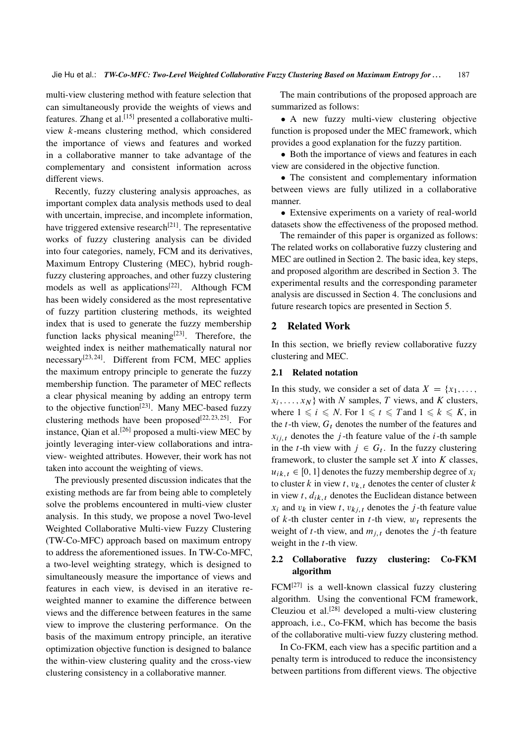multi-view clustering method with feature selection that can simultaneously provide the weights of views and features. Zhang et al.[15] presented a collaborative multi-view $k$-means clustering method, which considered the importance of views and features and worked in a collaborative manner to take advantage of the complementary and consistent information across different views.

Recently, fuzzy clustering analysis approaches, as important complex data analysis methods used to deal with uncertain, imprecise, and incomplete information, have triggered extensive research[21]. The representative works of fuzzy clustering analysis can be divided into four categories, namely, FCM and its derivatives, Maximum Entropy Clustering (MEC), hybrid rough-fuzzy clustering approaches, and other fuzzy clustering models as well as applications[22]. Although FCM has been widely considered as the most representative of fuzzy partition clustering methods, its weighted index that is used to generate the fuzzy membership function lacks physical meaning[23]. Therefore, the weighted index is neither mathematically natural nor necessary[23, 24]. Different from FCM, MEC applies the maximum entropy principle to generate the fuzzy membership function. The parameter of MEC reflects a clear physical meaning by adding an entropy term to the objective function[23]. Many MEC-based fuzzy clustering methods have been proposed[22, 23, 25]. For instance, Qian et al.[26] proposed a multi-view MEC by jointly leveraging inter-view collaborations and intra-view- weighted attributes. However, their work has not taken into account the weighting of views.

The previously presented discussion indicates that the existing methods are far from being able to completely solve the problems encountered in multi-view cluster analysis. In this study, we propose a novel Two-level Weighted Collaborative Multi-view Fuzzy Clustering (TW-Co-MFC) approach based on maximum entropy to address the aforementioned issues. In TW-Co-MFC, a two-level weighting strategy, which is designed to simultaneously measure the importance of views and features in each view, is devised in an iterative re-weighted manner to examine the difference between views and the difference between features in the same view to improve the clustering performance. On the basis of the maximum entropy principle, an iterative optimization objective function is designed to balance the within-view clustering quality and the cross-view clustering consistency in a collaborative manner.

The main contributions of the proposed approach are summarized as follows:

- A new fuzzy multi-view clustering objective function is proposed under the MEC framework, which provides a good explanation for the fuzzy partition.
- Both the importance of views and features in each view are considered in the objective function.
- The consistent and complementary information between views are fully utilized in a collaborative manner.
- Extensive experiments on a variety of real-world datasets show the effectiveness of the proposed method.

The remainder of this paper is organized as follows: The related works on collaborative fuzzy clustering and MEC are outlined in Section 2. The basic idea, key steps, and proposed algorithm are described in Section 3. The experimental results and the corresponding parameter analysis are discussed in Section 4. The conclusions and future research topics are presented in Section 5.

## 2 Related Work

In this section, we briefly review collaborative fuzzy clustering and MEC.

### 2.1 Related notation

In this study, we consider a set of data $X = \{x_1, \ldots, x_i, \ldots, x_N\}$ with $N$ samples, $T$ views, and $K$ clusters, where $1 \leqslant i \leqslant N$. For $1 \leqslant t \leqslant T$ and $1 \leqslant k \leqslant K$, in the $t$-th view, $G_t$ denotes the number of the features and $x_{ij,t}$ denotes the $j$-th feature value of the $i$-th sample in the $t$-th view with $j \in G_t$. In the fuzzy clustering framework, to cluster the sample set $X$ into $K$ classes, $u_{ik,t} \in [0, 1]$ denotes the fuzzy membership degree of $x_i$ to cluster $k$ in view $t$, $v_{k,t}$ denotes the center of cluster $k$ in view $t$, $d_{ik,t}$ denotes the Euclidean distance between $x_i$ and $v_k$ in view $t$, $v_{kj,t}$ denotes the $j$-th feature value of $k$-th cluster center in $t$-th view, $w_t$ represents the weight of $t$-th view, and $m_{j,t}$ denotes the $j$-th feature weight in the $t$-th view.

### 2.2 Collaborative fuzzy clustering: Co-FKM algorithm

FCM[27] is a well-known classical fuzzy clustering algorithm. Using the conventional FCM framework, Cleuziou et al.[28] developed a multi-view clustering approach, i.e., Co-FKM, which has become the basis of the collaborative multi-view fuzzy clustering method.

In Co-FKM, each view has a specific partition and a penalty term is introduced to reduce the inconsistency between partitions from different views. The objective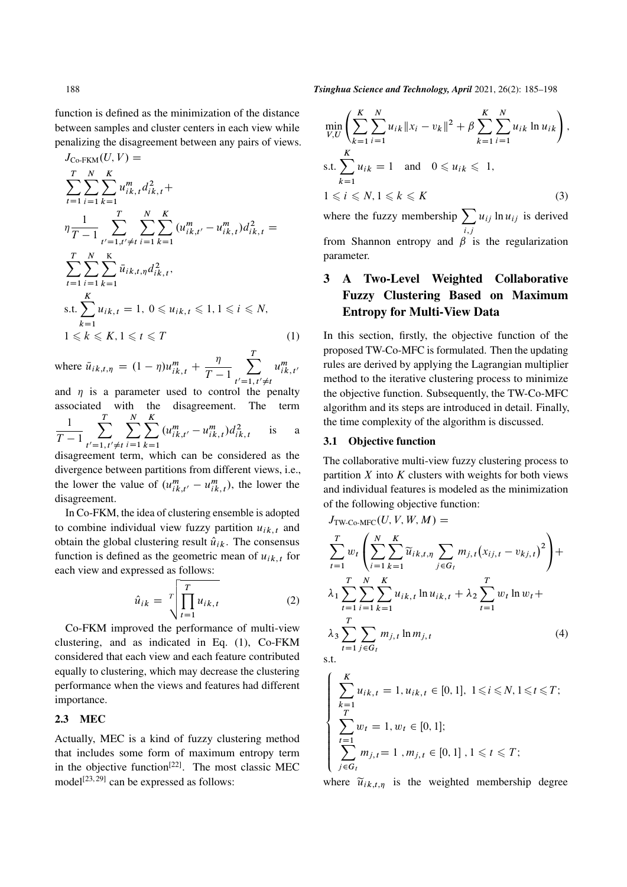function is defined as the minimization of the distance between samples and cluster centers in each view while penalizing the disagreement between any pairs of views.

$$
\begin{aligned}
&J_{\text{Co-FKM}}(U, V) = \\
&\sum_{t=1}^{T} \sum_{i=1}^{N} \sum_{k=1}^{K} u_{ik,t}^{m} d_{ik,t}^{2} + \\
&\eta \frac{1}{T-1} \sum_{t'=1, t' \neq t}^{T} \sum_{i=1}^{N} \sum_{k=1}^{K} (u_{ik,t'}^{m} - u_{ik,t}^{m}) d_{ik,t}^{2} = \\
&\sum_{t=1}^{T} \sum_{i=1}^{N} \sum_{k=1}^{K} \bar{u}_{ik,t,\eta} d_{ik,t}^{2}, \\
&\text{s.t.} \sum_{k=1}^{K} u_{ik,t} = 1,\ 0 \leqslant u_{ik,t} \leqslant 1, 1 \leqslant i \leqslant N, \\
&1 \leqslant k \leqslant K, 1 \leqslant t \leqslant T
\end{aligned} \tag{1}
$$

where $\bar{u}_{ik,t,\eta} = (1-\eta) u_{ik,t}^{m} + \dfrac{\eta}{T-1} \sum_{t'=1, t' \neq t}^{T} u_{ik,t'}^{m}$ and $\eta$ is a parameter used to control the penalty associated with the disagreement. The term $\dfrac{1}{T-1} \sum_{t'=1, t' \neq t}^{T} \sum_{i=1}^{N} \sum_{k=1}^{K} (u_{ik,t'}^{m} - u_{ik,t}^{m}) d_{ik,t}^{2}$ is a disagreement term, which can be considered as the divergence between partitions from different views, i.e., the lower the value of $(u_{ik,t'}^{m} - u_{ik,t}^{m})$, the lower the disagreement.

In Co-FKM, the idea of clustering ensemble is adopted to combine individual view fuzzy partition $u_{ik,t}$ and obtain the global clustering result $\hat{u}_{ik}$. The consensus function is defined as the geometric mean of $u_{ik,t}$ for each view and expressed as follows:

$$
\hat{u}_{ik} = \sqrt[T]{\prod_{t=1}^{T} u_{ik,t}} \tag{2}
$$

Co-FKM improved the performance of multi-view clustering, and as indicated in Eq. (1), Co-FKM considered that each view and each feature contributed equally to clustering, which may decrease the clustering performance when the views and features had different importance.

### 2.3 MEC

Actually, MEC is a kind of fuzzy clustering method that includes some form of maximum entropy term in the objective function[22]. The most classic MEC model[23, 29] can be expressed as follows:

$$
\begin{aligned}
&\min_{V,U} \left( \sum_{k=1}^{K} \sum_{i=1}^{N} u_{ik} \|x_i - v_k\|^2 + \beta \sum_{k=1}^{K} \sum_{i=1}^{N} u_{ik} \ln u_{ik} \right), \\
&\text{s.t.} \sum_{k=1}^{K} u_{ik} = 1 \quad \text{and} \quad 0 \leqslant u_{ik} \leqslant 1, \\
&1 \leqslant i \leqslant N, 1 \leqslant k \leqslant K
\end{aligned} \tag{3}
$$

where the fuzzy membership $\sum_{i,j} u_{ij} \ln u_{ij}$ is derived from Shannon entropy and $\beta$ is the regularization parameter.

## 3 A Two-Level Weighted Collaborative Fuzzy Clustering Based on Maximum Entropy for Multi-View Data

In this section, firstly, the objective function of the proposed TW-Co-MFC is formulated. Then the updating rules are derived by applying the Lagrangian multiplier method to the iterative clustering process to minimize the objective function. Subsequently, the TW-Co-MFC algorithm and its steps are introduced in detail. Finally, the time complexity of the algorithm is discussed.

### 3.1 Objective function

The collaborative multi-view fuzzy clustering process to partition $X$ into $K$ clusters with weights for both views and individual features is modeled as the minimization of the following objective function:

$$
\begin{aligned}
&J_{\text{TW-Co-MFC}}(U, V, W, M) = \\
&\sum_{t=1}^{T} w_t \left( \sum_{i=1}^{N} \sum_{k=1}^{K} \widetilde{u}_{ik,t,\eta} \sum_{j \in G_t} m_{j,t} \big(x_{ij,t} - v_{kj,t}\big)^2 \right) + \\
&\lambda_1 \sum_{t=1}^{T} \sum_{i=1}^{N} \sum_{k=1}^{K} u_{ik,t} \ln u_{ik,t} + \lambda_2 \sum_{t=1}^{T} w_t \ln w_t + \\
&\lambda_3 \sum_{t=1}^{T} \sum_{j \in G_t} m_{j,t} \ln m_{j,t}
\end{aligned} \tag{4}
$$

s.t.

$$
\begin{cases}
\displaystyle\sum_{k=1}^{K} u_{ik,t} = 1, u_{ik,t} \in [0,1],\ 1 \leqslant i \leqslant N, 1 \leqslant t \leqslant T; \\
\displaystyle\sum_{t=1}^{T} w_t = 1, w_t \in [0,1]; \\
\displaystyle\sum_{j \in G_t} m_{j,t} = 1\ , m_{j,t} \in [0,1]\ , 1 \leqslant t \leqslant T;
\end{cases}
$$

where $\widetilde{u}_{ik,t,\eta}$ is the weighted membership degree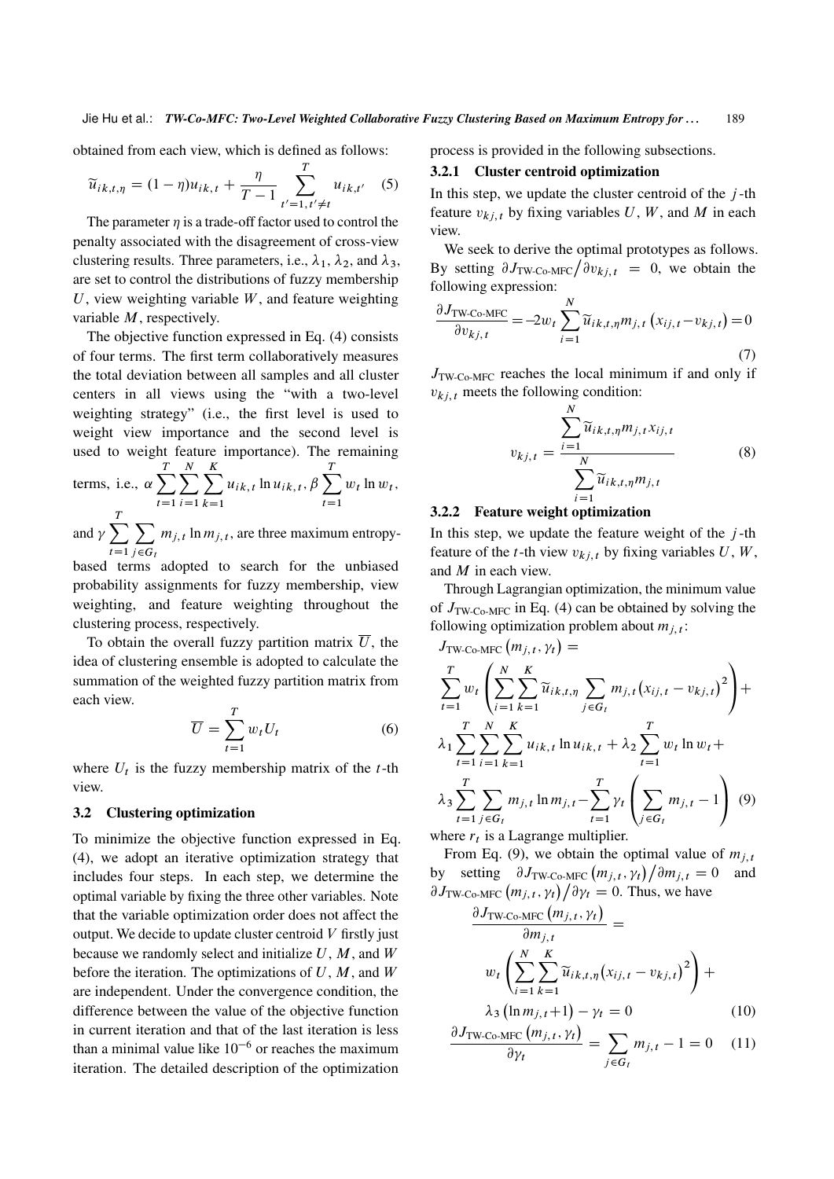obtained from each view, which is defined as follows:

$$\widetilde{u}_{ik,t,\eta} = (1-\eta)u_{ik,t} + \frac{\eta}{T-1}\sum_{t'=1,t'\neq t}^{T} u_{ik,t'} \quad (5)$$

The parameter $\eta$ is a trade-off factor used to control the penalty associated with the disagreement of cross-view clustering results. Three parameters, i.e., $\lambda_1$, $\lambda_2$, and $\lambda_3$, are set to control the distributions of fuzzy membership $U$, view weighting variable $W$, and feature weighting variable $M$, respectively.

The objective function expressed in Eq. (4) consists of four terms. The first term collaboratively measures the total deviation between all samples and all cluster centers in all views using the "with a two-level weighting strategy" (i.e., the first level is used to weight view importance and the second level is used to weight feature importance). The remaining terms, i.e., $\alpha\sum_{t=1}^{T}\sum_{i=1}^{N}\sum_{k=1}^{K} u_{ik,t}\ln u_{ik,t}$, $\beta\sum_{t=1}^{T} w_t \ln w_t$, and $\gamma\sum_{t=1}^{T}\sum_{j\in G_t} m_{j,t}\ln m_{j,t}$, are three maximum entropy-based terms adopted to search for the unbiased probability assignments for fuzzy membership, view weighting, and feature weighting throughout the clustering process, respectively.

To obtain the overall fuzzy partition matrix $\overline{U}$, the idea of clustering ensemble is adopted to calculate the summation of the weighted fuzzy partition matrix from each view.

$$\overline{U} = \sum_{t=1}^{T} w_t U_t \quad (6)$$

where $U_t$ is the fuzzy membership matrix of the $t$-th view.

### 3.2 Clustering optimization

To minimize the objective function expressed in Eq. (4), we adopt an iterative optimization strategy that includes four steps. In each step, we determine the optimal variable by fixing the three other variables. Note that the variable optimization order does not affect the output. We decide to update cluster centroid $V$ firstly just because we randomly select and initialize $U$, $M$, and $W$ before the iteration. The optimizations of $U$, $M$, and $W$ are independent. Under the convergence condition, the difference between the value of the objective function in current iteration and that of the last iteration is less than a minimal value like $10^{-6}$ or reaches the maximum iteration. The detailed description of the optimization process is provided in the following subsections.

#### 3.2.1 Cluster centroid optimization

In this step, we update the cluster centroid of the $j$-th feature $v_{kj,t}$ by fixing variables $U$, $W$, and $M$ in each view.

We seek to derive the optimal prototypes as follows. By setting $\partial J_{\text{TW-Co-MFC}}/\partial v_{kj,t} = 0$, we obtain the following expression:

$$\frac{\partial J_{\text{TW-Co-MFC}}}{\partial v_{kj,t}} = -2w_t\sum_{i=1}^{N}\widetilde{u}_{ik,t,\eta}m_{j,t}\left(x_{ij,t}-v_{kj,t}\right) = 0 \quad (7)$$

$J_{\text{TW-Co-MFC}}$ reaches the local minimum if and only if $v_{kj,t}$ meets the following condition:

$$v_{kj,t} = \frac{\sum_{i=1}^{N}\widetilde{u}_{ik,t,\eta}m_{j,t}x_{ij,t}}{\sum_{i=1}^{N}\widetilde{u}_{ik,t,\eta}m_{j,t}} \quad (8)$$

#### 3.2.2 Feature weight optimization

In this step, we update the feature weight of the $j$-th feature of the $t$-th view $v_{kj,t}$ by fixing variables $U$, $W$, and $M$ in each view.

Through Lagrangian optimization, the minimum value of $J_{\text{TW-Co-MFC}}$ in Eq. (4) can be obtained by solving the following optimization problem about $m_{j,t}$:

$$\begin{aligned}
&J_{\text{TW-Co-MFC}}\left(m_{j,t},\gamma_t\right) = \\
&\sum_{t=1}^{T} w_t\left(\sum_{i=1}^{N}\sum_{k=1}^{K}\widetilde{u}_{ik,t,\eta}\sum_{j\in G_t} m_{j,t}\left(x_{ij,t}-v_{kj,t}\right)^2\right) + \\
&\lambda_1\sum_{t=1}^{T}\sum_{i=1}^{N}\sum_{k=1}^{K} u_{ik,t}\ln u_{ik,t} + \lambda_2\sum_{t=1}^{T} w_t\ln w_t + \\
&\lambda_3\sum_{t=1}^{T}\sum_{j\in G_t} m_{j,t}\ln m_{j,t} - \sum_{t=1}^{T}\gamma_t\left(\sum_{j\in G_t} m_{j,t}-1\right) \quad (9)
\end{aligned}$$

where $r_t$ is a Lagrange multiplier.

From Eq. (9), we obtain the optimal value of $m_{j,t}$ by setting $\partial J_{\text{TW-Co-MFC}}\left(m_{j,t},\gamma_t\right)/\partial m_{j,t} = 0$ and $\partial J_{\text{TW-Co-MFC}}\left(m_{j,t},\gamma_t\right)/\partial\gamma_t = 0$. Thus, we have

$$\begin{aligned}
&\frac{\partial J_{\text{TW-Co-MFC}}\left(m_{j,t},\gamma_t\right)}{\partial m_{j,t}} = \\
&\quad w_t\left(\sum_{i=1}^{N}\sum_{k=1}^{K}\widetilde{u}_{ik,t,\eta}\left(x_{ij,t}-v_{kj,t}\right)^2\right) + \\
&\quad \lambda_3\left(\ln m_{j,t}+1\right) - \gamma_t = 0 \quad (10)
\end{aligned}$$

$$\frac{\partial J_{\text{TW-Co-MFC}}\left(m_{j,t},\gamma_t\right)}{\partial\gamma_t} = \sum_{j\in G_t} m_{j,t} - 1 = 0 \quad (11)$$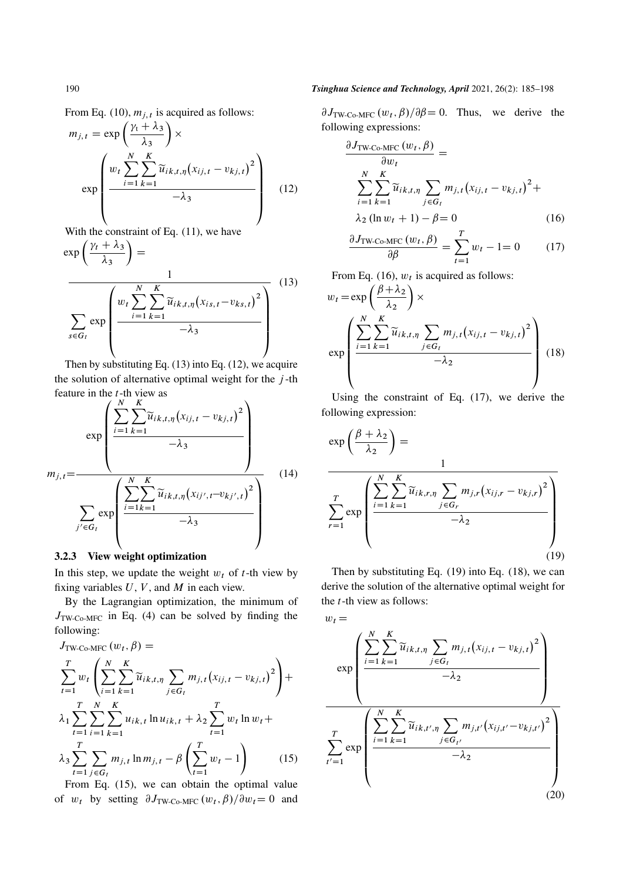From Eq. (10), $m_{j,t}$ is acquired as follows:

$$m_{j,t} = \exp\left(\frac{\gamma_t + \lambda_3}{\lambda_3}\right) \times \exp\left(\frac{w_t \sum_{i=1}^{N}\sum_{k=1}^{K} \widetilde{u}_{ik,t,\eta}\left(x_{ij,t} - v_{kj,t}\right)^2}{-\lambda_3}\right) \tag{12}$$

With the constraint of Eq. (11), we have

$$\exp\left(\frac{\gamma_t + \lambda_3}{\lambda_3}\right) = \frac{1}{\sum_{s \in G_t} \exp\left(\frac{w_t \sum_{i=1}^{N}\sum_{k=1}^{K} \widetilde{u}_{ik,t,\eta}\left(x_{is,t} - v_{ks,t}\right)^2}{-\lambda_3}\right)} \tag{13}$$

Then by substituting Eq. (13) into Eq. (12), we acquire the solution of alternative optimal weight for the $j$-th feature in the $t$-th view as

$$m_{j,t} = \frac{\exp\left(\frac{\sum_{i=1}^{N}\sum_{k=1}^{K} \widetilde{u}_{ik,t,\eta}\left(x_{ij,t} - v_{kj,t}\right)^2}{-\lambda_3}\right)}{\sum_{j' \in G_t} \exp\left(\frac{\sum_{i=1}^{N}\sum_{k=1}^{K} \widetilde{u}_{ik,t,\eta}\left(x_{ij',t} - v_{kj',t}\right)^2}{-\lambda_3}\right)} \tag{14}$$

### 3.2.3 View weight optimization

In this step, we update the weight $w_t$ of $t$-th view by fixing variables $U$, $V$, and $M$ in each view.

By the Lagrangian optimization, the minimum of $J_{\text{TW-Co-MFC}}$ in Eq. (4) can be solved by finding the following:

$$\begin{aligned} J_{\text{TW-Co-MFC}}(w_t, \beta) = & \sum_{t=1}^{T} w_t \left(\sum_{i=1}^{N}\sum_{k=1}^{K} \widetilde{u}_{ik,t,\eta} \sum_{j \in G_t} m_{j,t}\left(x_{ij,t} - v_{kj,t}\right)^2\right) + \\ & \lambda_1 \sum_{t=1}^{T}\sum_{i=1}^{N}\sum_{k=1}^{K} u_{ik,t} \ln u_{ik,t} + \lambda_2 \sum_{t=1}^{T} w_t \ln w_t + \\ & \lambda_3 \sum_{t=1}^{T}\sum_{j \in G_t} m_{j,t} \ln m_{j,t} - \beta\left(\sum_{t=1}^{T} w_t - 1\right) \end{aligned} \tag{15}$$

From Eq. (15), we can obtain the optimal value of $w_t$ by setting $\partial J_{\text{TW-Co-MFC}}(w_t, \beta)/\partial w_t = 0$ and $\partial J_{\text{TW-Co-MFC}}(w_t, \beta)/\partial \beta = 0$. Thus, we derive the following expressions:

$$\begin{aligned} \frac{\partial J_{\text{TW-Co-MFC}}(w_t, \beta)}{\partial w_t} = & \sum_{i=1}^{N}\sum_{k=1}^{K} \widetilde{u}_{ik,t,\eta} \sum_{j \in G_t} m_{j,t}\left(x_{ij,t} - v_{kj,t}\right)^2 + \\ & \lambda_2 (\ln w_t + 1) - \beta = 0 \end{aligned} \tag{16}$$

$$\frac{\partial J_{\text{TW-Co-MFC}}(w_t, \beta)}{\partial \beta} = \sum_{t=1}^{T} w_t - 1 = 0 \tag{17}$$

From Eq. (16), $w_t$ is acquired as follows:

$$w_t = \exp\left(\frac{\beta + \lambda_2}{\lambda_2}\right) \times \exp\left(\frac{\sum_{i=1}^{N}\sum_{k=1}^{K} \widetilde{u}_{ik,t,\eta} \sum_{j \in G_t} m_{j,t}\left(x_{ij,t} - v_{kj,t}\right)^2}{-\lambda_2}\right) \tag{18}$$

Using the constraint of Eq. (17), we derive the following expression:

$$\exp\left(\frac{\beta + \lambda_2}{\lambda_2}\right) = \frac{1}{\sum_{r=1}^{T} \exp\left(\frac{\sum_{i=1}^{N}\sum_{k=1}^{K} \widetilde{u}_{ik,r,\eta} \sum_{j \in G_r} m_{j,r}\left(x_{ij,r} - v_{kj,r}\right)^2}{-\lambda_2}\right)} \tag{19}$$

Then by substituting Eq. (19) into Eq. (18), we can derive the solution of the alternative optimal weight for the $t$-th view as follows:

$$w_t = \frac{\exp\left(\frac{\sum_{i=1}^{N}\sum_{k=1}^{K} \widetilde{u}_{ik,t,\eta} \sum_{j \in G_t} m_{j,t}\left(x_{ij,t} - v_{kj,t}\right)^2}{-\lambda_2}\right)}{\sum_{t'=1}^{T} \exp\left(\frac{\sum_{i=1}^{N}\sum_{k=1}^{K} \widetilde{u}_{ik,t',\eta} \sum_{j \in G_{t'}} m_{j,t'}\left(x_{ij,t'} - v_{kj,t'}\right)^2}{-\lambda_2}\right)} \tag{20}$$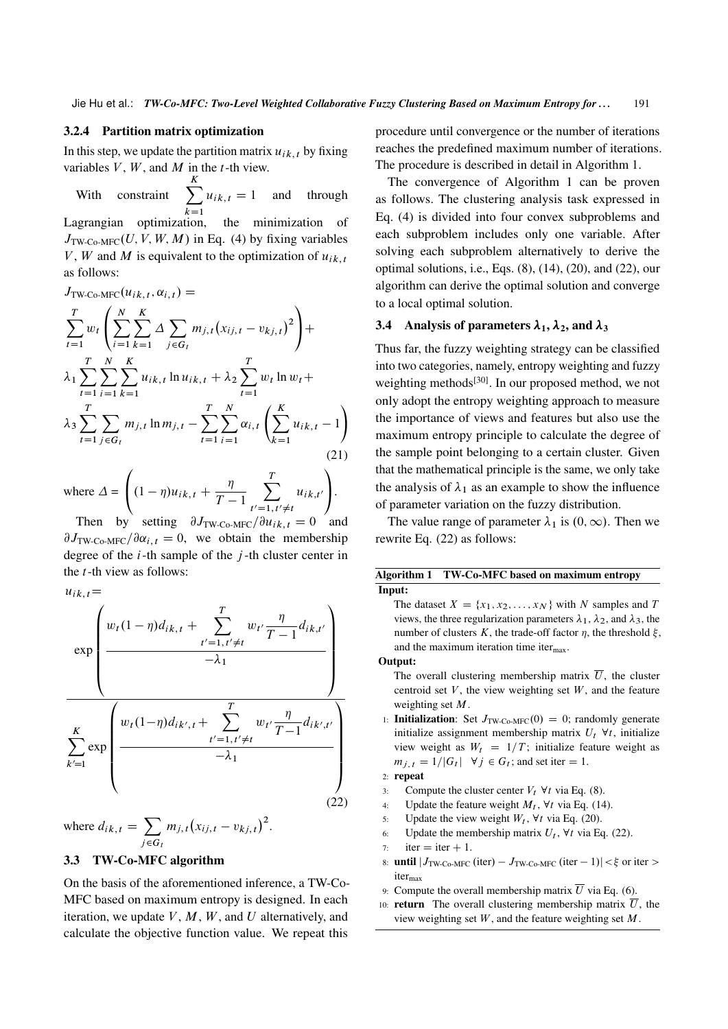### 3.2.4 Partition matrix optimization

In this step, we update the partition matrix $u_{ik,t}$ by fixing variables $V$, $W$, and $M$ in the $t$-th view.

With constraint $\sum_{k=1}^{K} u_{ik,t} = 1$ and through Lagrangian optimization, the minimization of $J_{\text{TW-Co-MFC}}(U, V, W, M)$ in Eq. (4) by fixing variables $V$, $W$ and $M$ is equivalent to the optimization of $u_{ik,t}$ as follows:

$$
\begin{aligned}
&J_{\text{TW-Co-MFC}}(u_{ik,t}, \alpha_{i,t}) = \\
&\sum_{t=1}^{T} w_t \left( \sum_{i=1}^{N} \sum_{k=1}^{K} \Delta \sum_{j \in G_t} m_{j,t} \left( x_{ij,t} - v_{kj,t} \right)^2 \right) + \\
&\lambda_1 \sum_{t=1}^{T} \sum_{i=1}^{N} \sum_{k=1}^{K} u_{ik,t} \ln u_{ik,t} + \lambda_2 \sum_{t=1}^{T} w_t \ln w_t + \\
&\lambda_3 \sum_{t=1}^{T} \sum_{j \in G_t} m_{j,t} \ln m_{j,t} - \sum_{t=1}^{T} \sum_{i=1}^{N} \alpha_{i,t} \left( \sum_{k=1}^{K} u_{ik,t} - 1 \right)
\end{aligned}
\tag{21}
$$

where $\Delta = \left( (1-\eta) u_{ik,t} + \frac{\eta}{T-1} \sum_{t'=1, t' \neq t}^{T} u_{ik,t'} \right)$.

Then by setting $\partial J_{\text{TW-Co-MFC}} / \partial u_{ik,t} = 0$ and $\partial J_{\text{TW-Co-MFC}} / \partial \alpha_{i,t} = 0$, we obtain the membership degree of the $i$-th sample of the $j$-th cluster center in the $t$-th view as follows:

$$
u_{ik,t} = \frac{\exp\left( \dfrac{w_t (1-\eta) d_{ik,t} + \sum_{t'=1, t' \neq t}^{T} w_{t'} \dfrac{\eta}{T-1} d_{ik,t'}}{-\lambda_1} \right)}{\sum_{k'=1}^{K} \exp\left( \dfrac{w_t (1-\eta) d_{ik',t} + \sum_{t'=1, t' \neq t}^{T} w_{t'} \dfrac{\eta}{T-1} d_{ik',t'}}{-\lambda_1} \right)}
\tag{22}
$$

where $d_{ik,t} = \sum_{j \in G_t} m_{j,t} \left( x_{ij,t} - v_{kj,t} \right)^2$.

## 3.3 TW-Co-MFC algorithm

On the basis of the aforementioned inference, a TW-Co-MFC based on maximum entropy is designed. In each iteration, we update $V$, $M$, $W$, and $U$ alternatively, and calculate the objective function value. We repeat this procedure until convergence or the number of iterations reaches the predefined maximum number of iterations. The procedure is described in detail in Algorithm 1.

The convergence of Algorithm 1 can be proven as follows. The clustering analysis task expressed in Eq. (4) is divided into four convex subproblems and each subproblem includes only one variable. After solving each subproblem alternatively to derive the optimal solutions, i.e., Eqs. (8), (14), (20), and (22), our algorithm can derive the optimal solution and converge to a local optimal solution.

## 3.4 Analysis of parameters $\lambda_1$, $\lambda_2$, and $\lambda_3$

Thus far, the fuzzy weighting strategy can be classified into two categories, namely, entropy weighting and fuzzy weighting methods[30]. In our proposed method, we not only adopt the entropy weighting approach to measure the importance of views and features but also use the maximum entropy principle to calculate the degree of the sample point belonging to a certain cluster. Given that the mathematical principle is the same, we only take the analysis of $\lambda_1$ as an example to show the influence of parameter variation on the fuzzy distribution.

The value range of parameter $\lambda_1$ is $(0, \infty)$. Then we rewrite Eq. (22) as follows:

**Algorithm 1 TW-Co-MFC based on maximum entropy**

**Input:**

The dataset $X = \{x_1, x_2, \ldots, x_N\}$ with $N$ samples and $T$ views, the three regularization parameters $\lambda_1$, $\lambda_2$, and $\lambda_3$, the number of clusters $K$, the trade-off factor $\eta$, the threshold $\xi$, and the maximum iteration time $\text{iter}_{\max}$.

**Output:**

The overall clustering membership matrix $\overline{U}$, the cluster centroid set $V$, the view weighting set $W$, and the feature weighting set $M$.

1: **Initialization**: Set $J_{\text{TW-Co-MFC}}(0) = 0$; randomly generate initialize assignment membership matrix $U_t$ $\forall t$, initialize view weight as $W_t = 1/T$; initialize feature weight as $m_{j,t} = 1/|G_t|$ $\forall j \in G_t$; and set iter = 1.
2: **repeat**
3: Compute the cluster center $V_t$ $\forall t$ via Eq. (8).
4: Update the feature weight $M_t$, $\forall t$ via Eq. (14).
5: Update the view weight $W_t$, $\forall t$ via Eq. (20).
6: Update the membership matrix $U_t$, $\forall t$ via Eq. (22).
7: iter = iter + 1.
8: **until** $|J_{\text{TW-Co-MFC}}(\text{iter}) - J_{\text{TW-Co-MFC}}(\text{iter}-1)| < \xi$ or iter > $\text{iter}_{\max}$
9: Compute the overall membership matrix $\overline{U}$ via Eq. (6).
10: **return** The overall clustering membership matrix $\overline{U}$, the view weighting set $W$, and the feature weighting set $M$.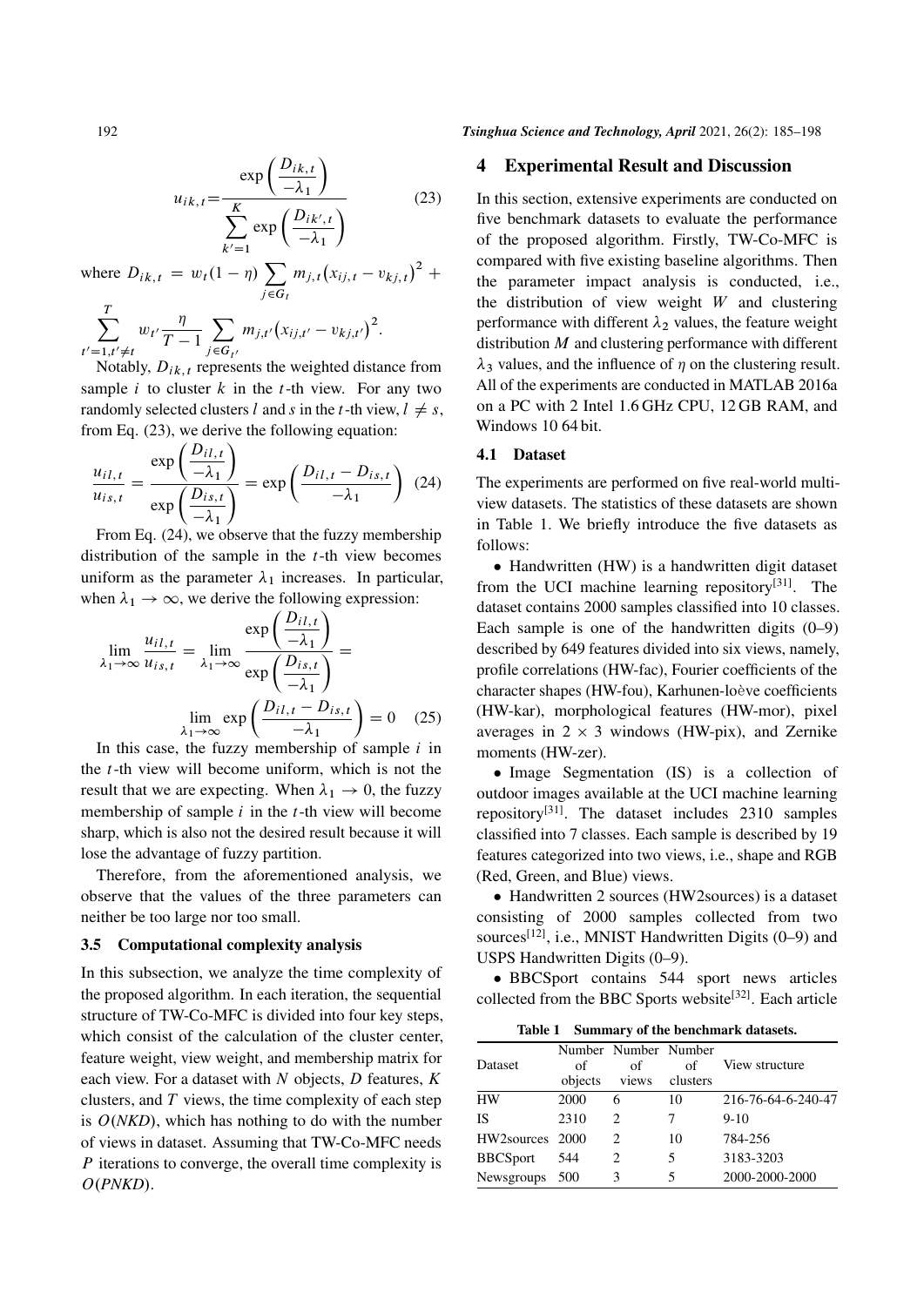$$u_{ik,t}=\frac{\exp\left(\dfrac{D_{ik,t}}{-\lambda_1}\right)}{\sum\limits_{k'=1}^{K}\exp\left(\dfrac{D_{ik',t}}{-\lambda_1}\right)} \tag{23}$$

where $D_{ik,t} = w_t(1-\eta)\sum\limits_{j\in G_t} m_{j,t}\left(x_{ij,t}-v_{kj,t}\right)^2 + \sum\limits_{t'=1,t'\neq t}^{T} w_{t'}\frac{\eta}{T-1}\sum\limits_{j\in G_{t'}} m_{j,t'}\left(x_{ij,t'}-v_{kj,t'}\right)^2$.

Notably, $D_{ik,t}$ represents the weighted distance from sample $i$ to cluster $k$ in the $t$-th view. For any two randomly selected clusters $l$ and $s$ in the $t$-th view, $l \neq s$, from Eq. (23), we derive the following equation:

$$\frac{u_{il,t}}{u_{is,t}}=\frac{\exp\left(\dfrac{D_{il,t}}{-\lambda_1}\right)}{\exp\left(\dfrac{D_{is,t}}{-\lambda_1}\right)}=\exp\left(\frac{D_{il,t}-D_{is,t}}{-\lambda_1}\right) \tag{24}$$

From Eq. (24), we observe that the fuzzy membership distribution of the sample in the $t$-th view becomes uniform as the parameter $\lambda_1$ increases. In particular, when $\lambda_1 \to \infty$, we derive the following expression:

$$\lim_{\lambda_1\to\infty}\frac{u_{il,t}}{u_{is,t}}=\lim_{\lambda_1\to\infty}\frac{\exp\left(\dfrac{D_{il,t}}{-\lambda_1}\right)}{\exp\left(\dfrac{D_{is,t}}{-\lambda_1}\right)}=\lim_{\lambda_1\to\infty}\exp\left(\frac{D_{il,t}-D_{is,t}}{-\lambda_1}\right)=0 \tag{25}$$

In this case, the fuzzy membership of sample $i$ in the $t$-th view will become uniform, which is not the result that we are expecting. When $\lambda_1 \to 0$, the fuzzy membership of sample $i$ in the $t$-th view will become sharp, which is also not the desired result because it will lose the advantage of fuzzy partition.

Therefore, from the aforementioned analysis, we observe that the values of the three parameters can neither be too large nor too small.

### 3.5 Computational complexity analysis

In this subsection, we analyze the time complexity of the proposed algorithm. In each iteration, the sequential structure of TW-Co-MFC is divided into four key steps, which consist of the calculation of the cluster center, feature weight, view weight, and membership matrix for each view. For a dataset with $N$ objects, $D$ features, $K$ clusters, and $T$ views, the time complexity of each step is $O(NKD)$, which has nothing to do with the number of views in dataset. Assuming that TW-Co-MFC needs $P$ iterations to converge, the overall time complexity is $O(PNKD)$.

## 4 Experimental Result and Discussion

In this section, extensive experiments are conducted on five benchmark datasets to evaluate the performance of the proposed algorithm. Firstly, TW-Co-MFC is compared with five existing baseline algorithms. Then the parameter impact analysis is conducted, i.e., the distribution of view weight $W$ and clustering performance with different $\lambda_2$ values, the feature weight distribution $M$ and clustering performance with different $\lambda_3$ values, and the influence of $\eta$ on the clustering result. All of the experiments are conducted in MATLAB 2016a on a PC with 2 Intel 1.6 GHz CPU, 12 GB RAM, and Windows 10 64 bit.

### 4.1 Dataset

The experiments are performed on five real-world multi-view datasets. The statistics of these datasets are shown in Table 1. We briefly introduce the five datasets as follows:

- Handwritten (HW) is a handwritten digit dataset from the UCI machine learning repository[31]. The dataset contains 2000 samples classified into 10 classes. Each sample is one of the handwritten digits (0–9) described by 649 features divided into six views, namely, profile correlations (HW-fac), Fourier coefficients of the character shapes (HW-fou), Karhunen-loève coefficients (HW-kar), morphological features (HW-mor), pixel averages in $2 \times 3$ windows (HW-pix), and Zernike moments (HW-zer).
- Image Segmentation (IS) is a collection of outdoor images available at the UCI machine learning repository[31]. The dataset includes 2310 samples classified into 7 classes. Each sample is described by 19 features categorized into two views, i.e., shape and RGB (Red, Green, and Blue) views.
- Handwritten 2 sources (HW2sources) is a dataset consisting of 2000 samples collected from two sources[12], i.e., MNIST Handwritten Digits (0–9) and USPS Handwritten Digits (0–9).
- BBCSport contains 544 sport news articles collected from the BBC Sports website[32]. Each article

**Table 1 Summary of the benchmark datasets.**

| Dataset | Number of objects | Number of views | Number of clusters | View structure |
|---|---|---|---|---|
| HW | 2000 | 6 | 10 | 216-76-64-6-240-47 |
| IS | 2310 | 2 | 7 | 9-10 |
| HW2sources | 2000 | 2 | 10 | 784-256 |
| BBCSport | 544 | 2 | 5 | 3183-3203 |
| Newsgroups | 500 | 3 | 5 | 2000-2000-2000 |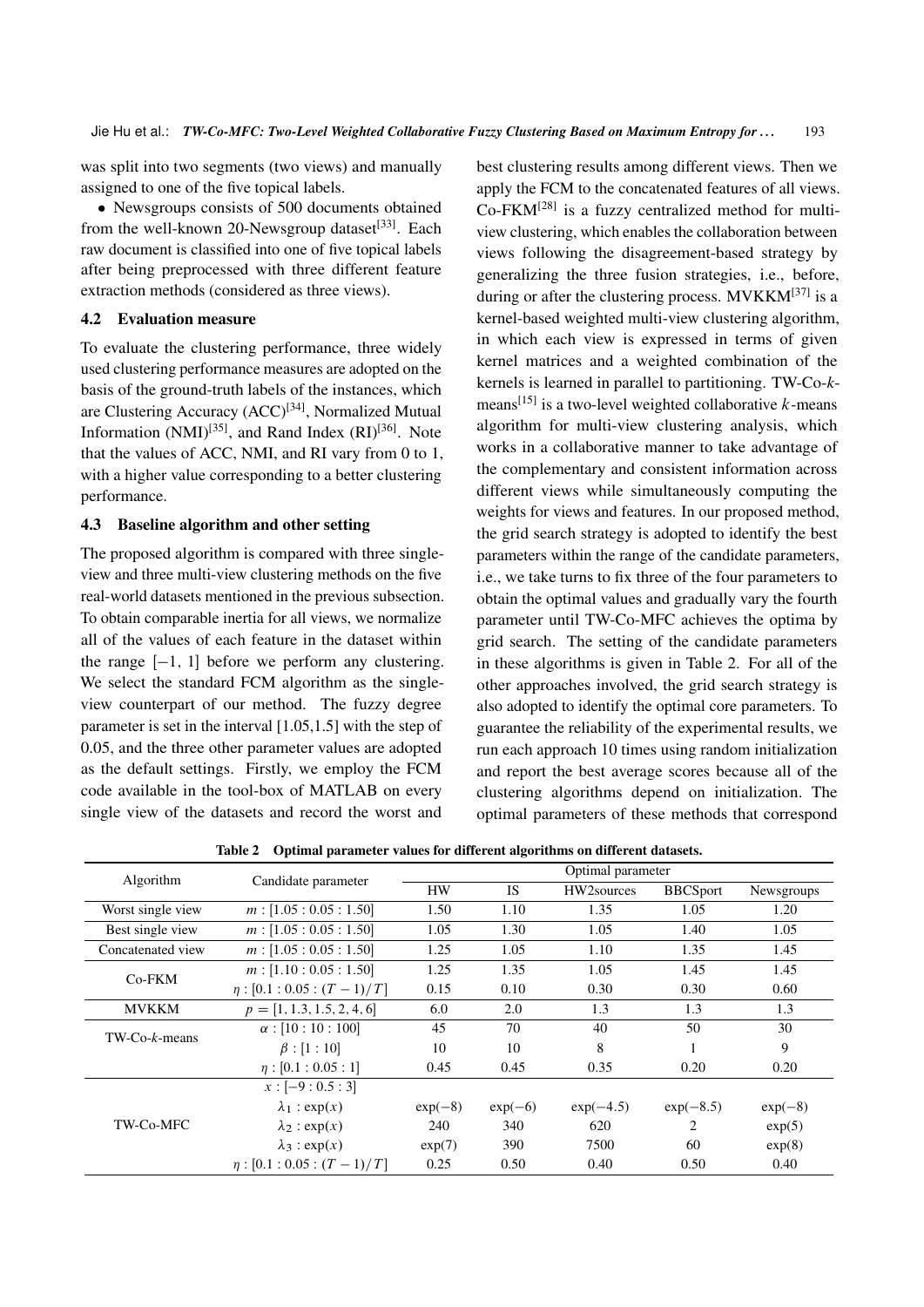was split into two segments (two views) and manually assigned to one of the five topical labels.

- Newsgroups consists of 500 documents obtained from the well-known 20-Newsgroup dataset[33]. Each raw document is classified into one of five topical labels after being preprocessed with three different feature extraction methods (considered as three views).

### 4.2 Evaluation measure

To evaluate the clustering performance, three widely used clustering performance measures are adopted on the basis of the ground-truth labels of the instances, which are Clustering Accuracy (ACC)[34], Normalized Mutual Information (NMI)[35], and Rand Index (RI)[36]. Note that the values of ACC, NMI, and RI vary from 0 to 1, with a higher value corresponding to a better clustering performance.

### 4.3 Baseline algorithm and other setting

The proposed algorithm is compared with three single-view and three multi-view clustering methods on the five real-world datasets mentioned in the previous subsection. To obtain comparable inertia for all views, we normalize all of the values of each feature in the dataset within the range $[-1, 1]$ before we perform any clustering. We select the standard FCM algorithm as the single-view counterpart of our method. The fuzzy degree parameter is set in the interval [1.05,1.5] with the step of 0.05, and the three other parameter values are adopted as the default settings. Firstly, we employ the FCM code available in the tool-box of MATLAB on every single view of the datasets and record the worst and best clustering results among different views. Then we apply the FCM to the concatenated features of all views. Co-FKM[28] is a fuzzy centralized method for multi-view clustering, which enables the collaboration between views following the disagreement-based strategy by generalizing the three fusion strategies, i.e., before, during or after the clustering process. MVKKM[37] is a kernel-based weighted multi-view clustering algorithm, in which each view is expressed in terms of given kernel matrices and a weighted combination of the kernels is learned in parallel to partitioning. TW-Co-$k$-means[15] is a two-level weighted collaborative $k$-means algorithm for multi-view clustering analysis, which works in a collaborative manner to take advantage of the complementary and consistent information across different views while simultaneously computing the weights for views and features. In our proposed method, the grid search strategy is adopted to identify the best parameters within the range of the candidate parameters, i.e., we take turns to fix three of the four parameters to obtain the optimal values and gradually vary the fourth parameter until TW-Co-MFC achieves the optima by grid search. The setting of the candidate parameters in these algorithms is given in Table 2. For all of the other approaches involved, the grid search strategy is also adopted to identify the optimal core parameters. To guarantee the reliability of the experimental results, we run each approach 10 times using random initialization and report the best average scores because all of the clustering algorithms depend on initialization. The optimal parameters of these methods that correspond

**Table 2 Optimal parameter values for different algorithms on different datasets.**

| Algorithm | Candidate parameter | Optimal parameter | | | | |
|---|---|---|---|---|---|---|
| | | HW | IS | HW2sources | BBCSport | Newsgroups |
| Worst single view | $m: [1.05 : 0.05 : 1.50]$ | 1.50 | 1.10 | 1.35 | 1.05 | 1.20 |
| Best single view | $m: [1.05 : 0.05 : 1.50]$ | 1.05 | 1.30 | 1.05 | 1.40 | 1.05 |
| Concatenated view | $m: [1.05 : 0.05 : 1.50]$ | 1.25 | 1.05 | 1.10 | 1.35 | 1.45 |
| Co-FKM | $m: [1.10 : 0.05 : 1.50]$ | 1.25 | 1.35 | 1.05 | 1.45 | 1.45 |
| | $\eta: [0.1 : 0.05 : (T-1)/T]$ | 0.15 | 0.10 | 0.30 | 0.30 | 0.60 |
| MVKKM | $p = [1, 1.3, 1.5, 2, 4, 6]$ | 6.0 | 2.0 | 1.3 | 1.3 | 1.3 |
| TW-Co-$k$-means | $\alpha: [10 : 10 : 100]$ | 45 | 70 | 40 | 50 | 30 |
| | $\beta: [1 : 10]$ | 10 | 10 | 8 | 1 | 9 |
| | $\eta: [0.1 : 0.05 : 1]$ | 0.45 | 0.45 | 0.35 | 0.20 | 0.20 |
| TW-Co-MFC | $x: [-9 : 0.5 : 3]$ | | | | | |
| | $\lambda_1: \exp(x)$ | $\exp(-8)$ | $\exp(-6)$ | $\exp(-4.5)$ | $\exp(-8.5)$ | $\exp(-8)$ |
| | $\lambda_2: \exp(x)$ | 240 | 340 | 620 | 2 | $\exp(5)$ |
| | $\lambda_3: \exp(x)$ | $\exp(7)$ | 390 | 7500 | 60 | $\exp(8)$ |
| | $\eta: [0.1 : 0.05 : (T-1)/T]$ | 0.25 | 0.50 | 0.40 | 0.50 | 0.40 |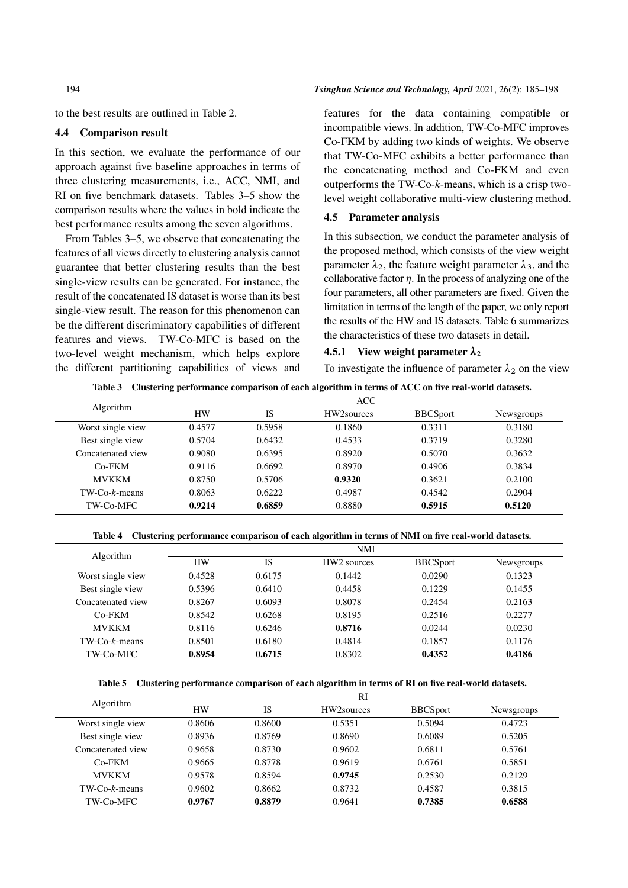to the best results are outlined in Table 2.

### 4.4 Comparison result

In this section, we evaluate the performance of our approach against five baseline approaches in terms of three clustering measurements, i.e., ACC, NMI, and RI on five benchmark datasets. Tables 3–5 show the comparison results where the values in bold indicate the best performance results among the seven algorithms.

From Tables 3–5, we observe that concatenating the features of all views directly to clustering analysis cannot guarantee that better clustering results than the best single-view results can be generated. For instance, the result of the concatenated IS dataset is worse than its best single-view result. The reason for this phenomenon can be the different discriminatory capabilities of different features and views. TW-Co-MFC is based on the two-level weight mechanism, which helps explore the different partitioning capabilities of views and features for the data containing compatible or incompatible views. In addition, TW-Co-MFC improves Co-FKM by adding two kinds of weights. We observe that TW-Co-MFC exhibits a better performance than the concatenating method and Co-FKM and even outperforms the TW-Co-*k*-means, which is a crisp two-level weight collaborative multi-view clustering method.

### 4.5 Parameter analysis

In this subsection, we conduct the parameter analysis of the proposed method, which consists of the view weight parameter $\lambda_2$, the feature weight parameter $\lambda_3$, and the collaborative factor $\eta$. In the process of analyzing one of the four parameters, all other parameters are fixed. Given the limitation in terms of the length of the paper, we only report the results of the HW and IS datasets. Table 6 summarizes the characteristics of these two datasets in detail.

#### 4.5.1 View weight parameter $\lambda_2$

To investigate the influence of parameter $\lambda_2$ on the view

**Table 3 Clustering performance comparison of each algorithm in terms of ACC on five real-world datasets.**

| Algorithm | ACC | | | | |
|---|---|---|---|---|---|
| | HW | IS | HW2sources | BBCSport | Newsgroups |
| Worst single view | 0.4577 | 0.5958 | 0.1860 | 0.3311 | 0.3180 |
| Best single view | 0.5704 | 0.6432 | 0.4533 | 0.3719 | 0.3280 |
| Concatenated view | 0.9080 | 0.6395 | 0.8920 | 0.5070 | 0.3632 |
| Co-FKM | 0.9116 | 0.6692 | 0.8970 | 0.4906 | 0.3834 |
| MVKKM | 0.8750 | 0.5706 | **0.9320** | 0.3621 | 0.2100 |
| TW-Co-*k*-means | 0.8063 | 0.6222 | 0.4987 | 0.4542 | 0.2904 |
| TW-Co-MFC | **0.9214** | **0.6859** | 0.8880 | **0.5915** | **0.5120** |

**Table 4 Clustering performance comparison of each algorithm in terms of NMI on five real-world datasets.**

| Algorithm | NMI | | | | |
|---|---|---|---|---|---|
| | HW | IS | HW2 sources | BBCSport | Newsgroups |
| Worst single view | 0.4528 | 0.6175 | 0.1442 | 0.0290 | 0.1323 |
| Best single view | 0.5396 | 0.6410 | 0.4458 | 0.1229 | 0.1455 |
| Concatenated view | 0.8267 | 0.6093 | 0.8078 | 0.2454 | 0.2163 |
| Co-FKM | 0.8542 | 0.6268 | 0.8195 | 0.2516 | 0.2277 |
| MVKKM | 0.8116 | 0.6246 | **0.8716** | 0.0244 | 0.0230 |
| TW-Co-*k*-means | 0.8501 | 0.6180 | 0.4814 | 0.1857 | 0.1176 |
| TW-Co-MFC | **0.8954** | **0.6715** | 0.8302 | **0.4352** | **0.4186** |

**Table 5 Clustering performance comparison of each algorithm in terms of RI on five real-world datasets.**

| Algorithm | RI | | | | |
|---|---|---|---|---|---|
| | HW | IS | HW2sources | BBCSport | Newsgroups |
| Worst single view | 0.8606 | 0.8600 | 0.5351 | 0.5094 | 0.4723 |
| Best single view | 0.8936 | 0.8769 | 0.8690 | 0.6089 | 0.5205 |
| Concatenated view | 0.9658 | 0.8730 | 0.9602 | 0.6811 | 0.5761 |
| Co-FKM | 0.9665 | 0.8778 | 0.9619 | 0.6761 | 0.5851 |
| MVKKM | 0.9578 | 0.8594 | **0.9745** | 0.2530 | 0.2129 |
| TW-Co-*k*-means | 0.9602 | 0.8662 | 0.8732 | 0.4587 | 0.3815 |
| TW-Co-MFC | **0.9767** | **0.8879** | 0.9641 | **0.7385** | **0.6588** |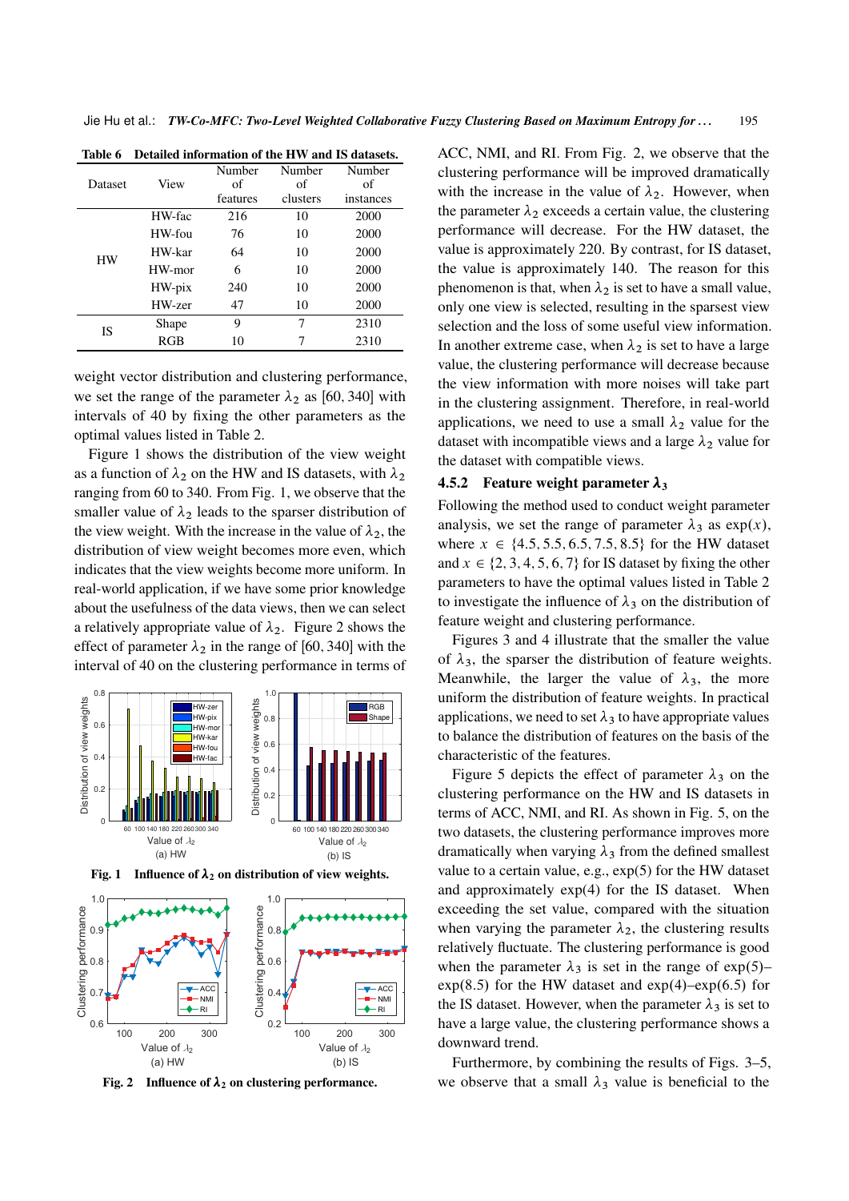**Table 6 Detailed information of the HW and IS datasets.**

| Dataset | View | Number of features | Number of clusters | Number of instances |
|---|---|---|---|---|
| HW | HW-fac | 216 | 10 | 2000 |
| | HW-fou | 76 | 10 | 2000 |
| | HW-kar | 64 | 10 | 2000 |
| | HW-mor | 6 | 10 | 2000 |
| | HW-pix | 240 | 10 | 2000 |
| | HW-zer | 47 | 10 | 2000 |
| IS | Shape | 9 | 7 | 2310 |
| | RGB | 10 | 7 | 2310 |

weight vector distribution and clustering performance, we set the range of the parameter $\lambda_2$ as [60, 340] with intervals of 40 by fixing the other parameters as the optimal values listed in Table 2.

Figure 1 shows the distribution of the view weight as a function of $\lambda_2$ on the HW and IS datasets, with $\lambda_2$ ranging from 60 to 340. From Fig. 1, we observe that the smaller value of $\lambda_2$ leads to the sparser distribution of the view weight. With the increase in the value of $\lambda_2$, the distribution of view weight becomes more even, which indicates that the view weights become more uniform. In real-world application, if we have some prior knowledge about the usefulness of the data views, then we can select a relatively appropriate value of $\lambda_2$. Figure 2 shows the effect of parameter $\lambda_2$ in the range of [60, 340] with the interval of 40 on the clustering performance in terms of ACC, NMI, and RI. From Fig. 2, we observe that the clustering performance will be improved dramatically with the increase in the value of $\lambda_2$. However, when the parameter $\lambda_2$ exceeds a certain value, the clustering performance will decrease. For the HW dataset, the value is approximately 220. By contrast, for IS dataset, the value is approximately 140. The reason for this phenomenon is that, when $\lambda_2$ is set to have a small value, only one view is selected, resulting in the sparsest view selection and the loss of some useful view information. In another extreme case, when $\lambda_2$ is set to have a large value, the clustering performance will decrease because the view information with more noises will take part in the clustering assignment. Therefore, in real-world applications, we need to use a small $\lambda_2$ value for the dataset with incompatible views and a large $\lambda_2$ value for the dataset with compatible views.

**Fig. 1 Influence of $\lambda_2$ on distribution of view weights.**

**Fig. 2 Influence of $\lambda_2$ on clustering performance.**

### 4.5.2 Feature weight parameter $\lambda_3$

Following the method used to conduct weight parameter analysis, we set the range of parameter $\lambda_3$ as $\exp(x)$, where $x \in \{4.5, 5.5, 6.5, 7.5, 8.5\}$ for the HW dataset and $x \in \{2, 3, 4, 5, 6, 7\}$ for IS dataset by fixing the other parameters to have the optimal values listed in Table 2 to investigate the influence of $\lambda_3$ on the distribution of feature weight and clustering performance.

Figures 3 and 4 illustrate that the smaller the value of $\lambda_3$, the sparser the distribution of feature weights. Meanwhile, the larger the value of $\lambda_3$, the more uniform the distribution of feature weights. In practical applications, we need to set $\lambda_3$ to have appropriate values to balance the distribution of features on the basis of the characteristic of the features.

Figure 5 depicts the effect of parameter $\lambda_3$ on the clustering performance on the HW and IS datasets in terms of ACC, NMI, and RI. As shown in Fig. 5, on the two datasets, the clustering performance improves more dramatically when varying $\lambda_3$ from the defined smallest value to a certain value, e.g., exp(5) for the HW dataset and approximately exp(4) for the IS dataset. When exceeding the set value, compared with the situation when varying the parameter $\lambda_2$, the clustering results relatively fluctuate. The clustering performance is good when the parameter $\lambda_3$ is set in the range of exp(5)–exp(8.5) for the HW dataset and exp(4)–exp(6.5) for the IS dataset. However, when the parameter $\lambda_3$ is set to have a large value, the clustering performance shows a downward trend.

Furthermore, by combining the results of Figs. 3–5, we observe that a small $\lambda_3$ value is beneficial to the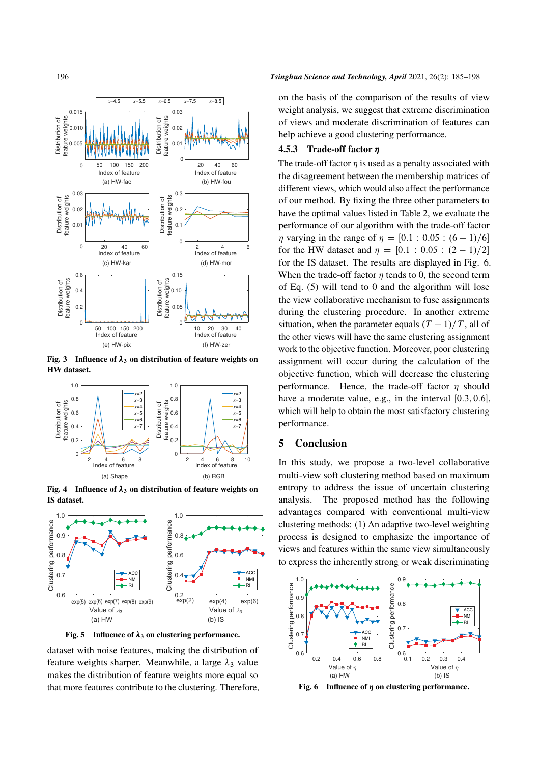Fig. 3 Influence of $\lambda_3$ on distribution of feature weights on HW dataset.

Fig. 4 Influence of $\lambda_3$ on distribution of feature weights on IS dataset.

Fig. 5 Influence of $\lambda_3$ on clustering performance.

dataset with noise features, making the distribution of feature weights sharper. Meanwhile, a large $\lambda_3$ value makes the distribution of feature weights more equal so that more features contribute to the clustering. Therefore, on the basis of the comparison of the results of view weight analysis, we suggest that extreme discrimination of views and moderate discrimination of features can help achieve a good clustering performance.

### 4.5.3 Trade-off factor $\eta$

The trade-off factor $\eta$ is used as a penalty associated with the disagreement between the membership matrices of the different views, which would also affect the performance of our method. By fixing the three other parameters to have the optimal values listed in Table 2, we evaluate the performance of our algorithm with the trade-off factor $\eta$ varying in the range of $\eta = [0.1 : 0.05 : (6-1)/6]$ for the HW dataset and $\eta = [0.1 : 0.05 : (2-1)/2]$ for the IS dataset. The results are displayed in Fig. 6. When the trade-off factor $\eta$ tends to 0, the second term of Eq. (5) will tend to 0 and the algorithm will lose the view collaborative mechanism to fuse assignments during the clustering procedure. In another extreme situation, when the parameter equals $(T-1)/T$, all of the other views will have the same clustering assignment work to the objective function. Moreover, poor clustering assignment will occur during the calculation of the objective function, which will decrease the clustering performance. Hence, the trade-off factor $\eta$ should have a moderate value, e.g., in the interval $[0.3, 0.6]$, which will help to obtain the most satisfactory clustering performance.

## 5 Conclusion

In this study, we propose a two-level collaborative multi-view soft clustering method based on maximum entropy to address the issue of uncertain clustering analysis. The proposed method has the following advantages compared with conventional multi-view clustering methods: (1) An adaptive two-level weighting process is designed to emphasize the importance of views and features within the same view simultaneously to express the inherently strong or weak discriminating

Fig. 6 Influence of $\eta$ on clustering performance.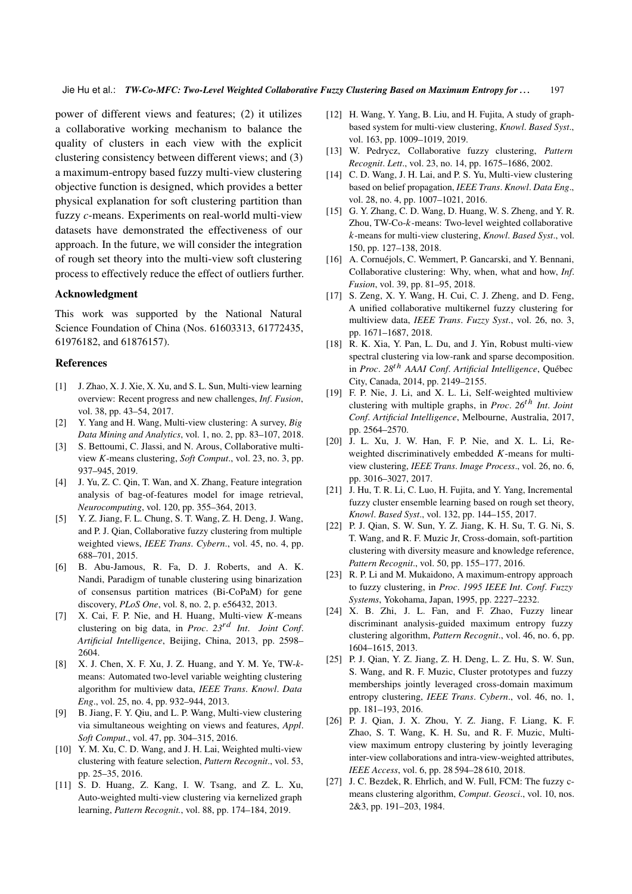power of different views and features; (2) it utilizes a collaborative working mechanism to balance the quality of clusters in each view with the explicit clustering consistency between different views; and (3) a maximum-entropy based fuzzy multi-view clustering objective function is designed, which provides a better physical explanation for soft clustering partition than fuzzy *c*-means. Experiments on real-world multi-view datasets have demonstrated the effectiveness of our approach. In the future, we will consider the integration of rough set theory into the multi-view soft clustering process to effectively reduce the effect of outliers further.

## Acknowledgment

This work was supported by the National Natural Science Foundation of China (Nos. 61603313, 61772435, 61976182, and 61876157).

## References

[1] J. Zhao, X. J. Xie, X. Xu, and S. L. Sun, Multi-view learning overview: Recent progress and new challenges, *Inf. Fusion*, vol. 38, pp. 43–54, 2017.

[2] Y. Yang and H. Wang, Multi-view clustering: A survey, *Big Data Mining and Analytics*, vol. 1, no. 2, pp. 83–107, 2018.

[3] S. Bettoumi, C. Jlassi, and N. Arous, Collaborative multi-view *K*-means clustering, *Soft Comput.*, vol. 23, no. 3, pp. 937–945, 2019.

[4] J. Yu, Z. C. Qin, T. Wan, and X. Zhang, Feature integration analysis of bag-of-features model for image retrieval, *Neurocomputing*, vol. 120, pp. 355–364, 2013.

[5] Y. Z. Jiang, F. L. Chung, S. T. Wang, Z. H. Deng, J. Wang, and P. J. Qian, Collaborative fuzzy clustering from multiple weighted views, *IEEE Trans. Cybern.*, vol. 45, no. 4, pp. 688–701, 2015.

[6] B. Abu-Jamous, R. Fa, D. J. Roberts, and A. K. Nandi, Paradigm of tunable clustering using binarization of consensus partition matrices (Bi-CoPaM) for gene discovery, *PLoS One*, vol. 8, no. 2, p. e56432, 2013.

[7] X. Cai, F. P. Nie, and H. Huang, Multi-view *K*-means clustering on big data, in *Proc. 23rd Int. Joint Conf. Artificial Intelligence*, Beijing, China, 2013, pp. 2598–2604.

[8] X. J. Chen, X. F. Xu, J. Z. Huang, and Y. M. Ye, TW-*k*-means: Automated two-level variable weighting clustering algorithm for multiview data, *IEEE Trans. Knowl. Data Eng.*, vol. 25, no. 4, pp. 932–944, 2013.

[9] B. Jiang, F. Y. Qiu, and L. P. Wang, Multi-view clustering via simultaneous weighting on views and features, *Appl. Soft Comput.*, vol. 47, pp. 304–315, 2016.

[10] Y. M. Xu, C. D. Wang, and J. H. Lai, Weighted multi-view clustering with feature selection, *Pattern Recognit.*, vol. 53, pp. 25–35, 2016.

[11] S. D. Huang, Z. Kang, I. W. Tsang, and Z. L. Xu, Auto-weighted multi-view clustering via kernelized graph learning, *Pattern Recognit.*, vol. 88, pp. 174–184, 2019.

[12] H. Wang, Y. Yang, B. Liu, and H. Fujita, A study of graph-based system for multi-view clustering, *Knowl. Based Syst.*, vol. 163, pp. 1009–1019, 2019.

[13] W. Pedrycz, Collaborative fuzzy clustering, *Pattern Recognit. Lett.*, vol. 23, no. 14, pp. 1675–1686, 2002.

[14] C. D. Wang, J. H. Lai, and P. S. Yu, Multi-view clustering based on belief propagation, *IEEE Trans. Knowl. Data Eng.*, vol. 28, no. 4, pp. 1007–1021, 2016.

[15] G. Y. Zhang, C. D. Wang, D. Huang, W. S. Zheng, and Y. R. Zhou, TW-Co-*k*-means: Two-level weighted collaborative *k*-means for multi-view clustering, *Knowl. Based Syst.*, vol. 150, pp. 127–138, 2018.

[16] A. Cornuéjols, C. Wemmert, P. Gancarski, and Y. Bennani, Collaborative clustering: Why, when, what and how, *Inf. Fusion*, vol. 39, pp. 81–95, 2018.

[17] S. Zeng, X. Y. Wang, H. Cui, C. J. Zheng, and D. Feng, A unified collaborative multikernel fuzzy clustering for multiview data, *IEEE Trans. Fuzzy Syst.*, vol. 26, no. 3, pp. 1671–1687, 2018.

[18] R. K. Xia, Y. Pan, L. Du, and J. Yin, Robust multi-view spectral clustering via low-rank and sparse decomposition. in *Proc. 28th AAAI Conf. Artificial Intelligence*, Québec City, Canada, 2014, pp. 2149–2155.

[19] F. P. Nie, J. Li, and X. L. Li, Self-weighted multiview clustering with multiple graphs, in *Proc. 26th Int. Joint Conf. Artificial Intelligence*, Melbourne, Australia, 2017, pp. 2564–2570.

[20] J. L. Xu, J. W. Han, F. P. Nie, and X. L. Li, Re-weighted discriminatively embedded *K*-means for multi-view clustering, *IEEE Trans. Image Process.*, vol. 26, no. 6, pp. 3016–3027, 2017.

[21] J. Hu, T. R. Li, C. Luo, H. Fujita, and Y. Yang, Incremental fuzzy cluster ensemble learning based on rough set theory, *Knowl. Based Syst.*, vol. 132, pp. 144–155, 2017.

[22] P. J. Qian, S. W. Sun, Y. Z. Jiang, K. H. Su, T. G. Ni, S. T. Wang, and R. F. Muzic Jr, Cross-domain, soft-partition clustering with diversity measure and knowledge reference, *Pattern Recognit.*, vol. 50, pp. 155–177, 2016.

[23] R. P. Li and M. Mukaidono, A maximum-entropy approach to fuzzy clustering, in *Proc. 1995 IEEE Int. Conf. Fuzzy Systems*, Yokohama, Japan, 1995, pp. 2227–2232.

[24] X. B. Zhi, J. L. Fan, and F. Zhao, Fuzzy linear discriminant analysis-guided maximum entropy fuzzy clustering algorithm, *Pattern Recognit.*, vol. 46, no. 6, pp. 1604–1615, 2013.

[25] P. J. Qian, Y. Z. Jiang, Z. H. Deng, L. Z. Hu, S. W. Sun, S. Wang, and R. F. Muzic, Cluster prototypes and fuzzy memberships jointly leveraged cross-domain maximum entropy clustering, *IEEE Trans. Cybern.*, vol. 46, no. 1, pp. 181–193, 2016.

[26] P. J. Qian, J. X. Zhou, Y. Z. Jiang, F. Liang, K. F. Zhao, S. T. Wang, K. H. Su, and R. F. Muzic, Multi-view maximum entropy clustering by jointly leveraging inter-view collaborations and intra-view-weighted attributes, *IEEE Access*, vol. 6, pp. 28 594–28 610, 2018.

[27] J. C. Bezdek, R. Ehrlich, and W. Full, FCM: The fuzzy c-means clustering algorithm, *Comput. Geosci.*, vol. 10, nos. 2&3, pp. 191–203, 1984.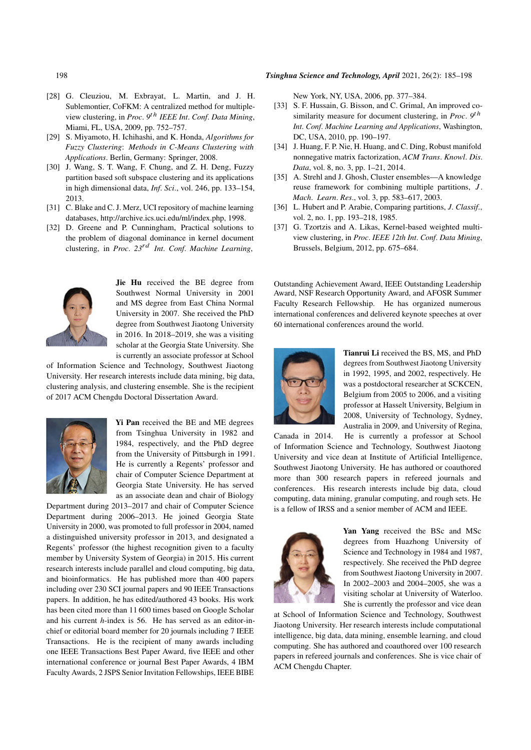[28] G. Cleuziou, M. Exbrayat, L. Martin, and J. H. Sublemontier, CoFKM: A centralized method for multiple-view clustering, in *Proc. 9th IEEE Int. Conf. Data Mining*, Miami, FL, USA, 2009, pp. 752–757.

[29] S. Miyamoto, H. Ichihashi, and K. Honda, *Algorithms for Fuzzy Clustering: Methods in C-Means Clustering with Applications*. Berlin, Germany: Springer, 2008.

[30] J. Wang, S. T. Wang, F. Chung, and Z. H. Deng, Fuzzy partition based soft subspace clustering and its applications in high dimensional data, *Inf. Sci.*, vol. 246, pp. 133–154, 2013.

[31] C. Blake and C. J. Merz, UCI repository of machine learning databases, http://archive.ics.uci.edu/ml/index.php, 1998.

[32] D. Greene and P. Cunningham, Practical solutions to the problem of diagonal dominance in kernel document clustering, in *Proc. 23rd Int. Conf. Machine Learning*, New York, NY, USA, 2006, pp. 377–384.

[33] S. F. Hussain, G. Bisson, and C. Grimal, An improved co-similarity measure for document clustering, in *Proc. 9th Int. Conf. Machine Learning and Applications*, Washington, DC, USA, 2010, pp. 190–197.

[34] J. Huang, F. P. Nie, H. Huang, and C. Ding, Robust manifold nonnegative matrix factorization, *ACM Trans. Knowl. Dis. Data*, vol. 8, no. 3, pp. 1–21, 2014.

[35] A. Strehl and J. Ghosh, Cluster ensembles—A knowledge reuse framework for combining multiple partitions, *J. Mach. Learn. Res.*, vol. 3, pp. 583–617, 2003.

[36] L. Hubert and P. Arabie, Comparing partitions, *J. Classif.*, vol. 2, no. 1, pp. 193–218, 1985.

[37] G. Tzortzis and A. Likas, Kernel-based weighted multi-view clustering, in *Proc. IEEE 12th Int. Conf. Data Mining*, Brussels, Belgium, 2012, pp. 675–684.

**Jie Hu** received the BE degree from Southwest Normal University in 2001 and MS degree from East China Normal University in 2007. She received the PhD degree from Southwest Jiaotong University in 2016. In 2018–2019, she was a visiting scholar at the Georgia State University. She is currently an associate professor at School of Information Science and Technology, Southwest Jiaotong University. Her research interests include data mining, big data, clustering analysis, and clustering ensemble. She is the recipient of 2017 ACM Chengdu Doctoral Dissertation Award.

**Yi Pan** received the BE and ME degrees from Tsinghua University in 1982 and 1984, respectively, and the PhD degree from the University of Pittsburgh in 1991. He is currently a Regents' professor and chair of Computer Science Department at Georgia State University. He has served as an associate dean and chair of Biology Department during 2013–2017 and chair of Computer Science Department during 2006–2013. He joined Georgia State University in 2000, was promoted to full professor in 2004, named a distinguished university professor in 2013, and designated a Regents' professor (the highest recognition given to a faculty member by University System of Georgia) in 2015. His current research interests include parallel and cloud computing, big data, and bioinformatics. He has published more than 400 papers including over 230 SCI journal papers and 90 IEEE Transactions papers. In addition, he has edited/authored 43 books. His work has been cited more than 11 600 times based on Google Scholar and his current *h*-index is 56. He has served as an editor-in-chief or editorial board member for 20 journals including 7 IEEE Transactions. He is the recipient of many awards including one IEEE Transactions Best Paper Award, five IEEE and other international conference or journal Best Paper Awards, 4 IBM Faculty Awards, 2 JSPS Senior Invitation Fellowships, IEEE BIBE Outstanding Achievement Award, IEEE Outstanding Leadership Award, NSF Research Opportunity Award, and AFOSR Summer Faculty Research Fellowship. He has organized numerous international conferences and delivered keynote speeches at over 60 international conferences around the world.

**Tianrui Li** received the BS, MS, and PhD degrees from Southwest Jiaotong University in 1992, 1995, and 2002, respectively. He was a postdoctoral researcher at SCKCEN, Belgium from 2005 to 2006, and a visiting professor at Hasselt University, Belgium in 2008, University of Technology, Sydney, Australia in 2009, and University of Regina, Canada in 2014. He is currently a professor at School of Information Science and Technology, Southwest Jiaotong University and vice dean at Institute of Artificial Intelligence, Southwest Jiaotong University. He has authored or coauthored more than 300 research papers in refereed journals and conferences. His research interests include big data, cloud computing, data mining, granular computing, and rough sets. He is a fellow of IRSS and a senior member of ACM and IEEE.

**Yan Yang** received the BSc and MSc degrees from Huazhong University of Science and Technology in 1984 and 1987, respectively. She received the PhD degree from Southwest Jiaotong University in 2007. In 2002–2003 and 2004–2005, she was a visiting scholar at University of Waterloo. She is currently the professor and vice dean at School of Information Science and Technology, Southwest Jiaotong University. Her research interests include computational intelligence, big data, data mining, ensemble learning, and cloud computing. She has authored and coauthored over 100 research papers in refereed journals and conferences. She is vice chair of ACM Chengdu Chapter.